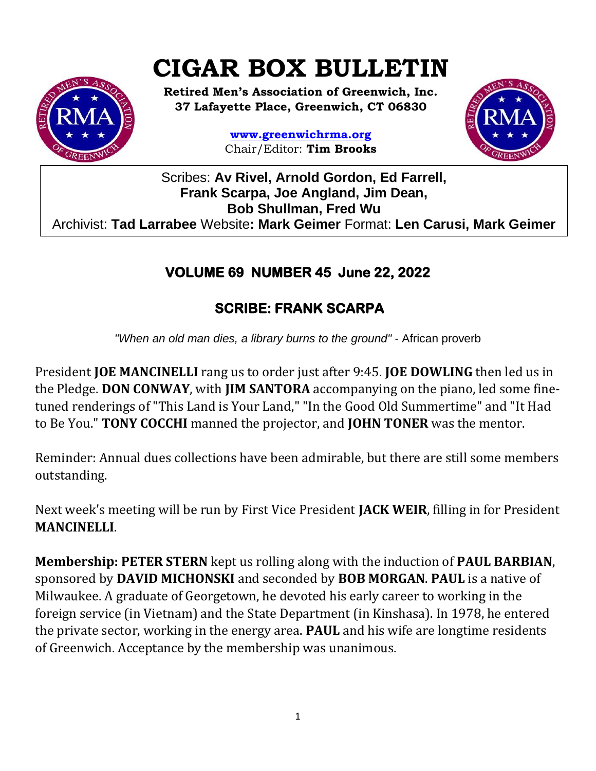# CIGAR BOX BULLETIN

**Retired Men's Association of Greenwich, Inc.**
**37 Lafayette Place, Greenwich, CT 06830**

**www.greenwichrma.org**
Chair/Editor: **Tim Brooks**

Scribes: **Av Rivel, Arnold Gordon, Ed Farrell, Frank Scarpa, Joe Angland, Jim Dean, Bob Shullman, Fred Wu**
Archivist: **Tad Larrabee** Website**: Mark Geimer** Format: **Len Carusi, Mark Geimer**

## VOLUME 69 NUMBER 45 June 22, 2022

## SCRIBE: FRANK SCARPA

*"When an old man dies, a library burns to the ground"* - African proverb

President **JOE MANCINELLI** rang us to order just after 9:45. **JOE DOWLING** then led us in the Pledge. **DON CONWAY**, with **JIM SANTORA** accompanying on the piano, led some fine-tuned renderings of "This Land is Your Land," "In the Good Old Summertime" and "It Had to Be You." **TONY COCCHI** manned the projector, and **JOHN TONER** was the mentor.

Reminder: Annual dues collections have been admirable, but there are still some members outstanding.

Next week's meeting will be run by First Vice President **JACK WEIR**, filling in for President **MANCINELLI**.

**Membership: PETER STERN** kept us rolling along with the induction of **PAUL BARBIAN**, sponsored by **DAVID MICHONSKI** and seconded by **BOB MORGAN**. **PAUL** is a native of Milwaukee. A graduate of Georgetown, he devoted his early career to working in the foreign service (in Vietnam) and the State Department (in Kinshasa). In 1978, he entered the private sector, working in the energy area. **PAUL** and his wife are longtime residents of Greenwich. Acceptance by the membership was unanimous.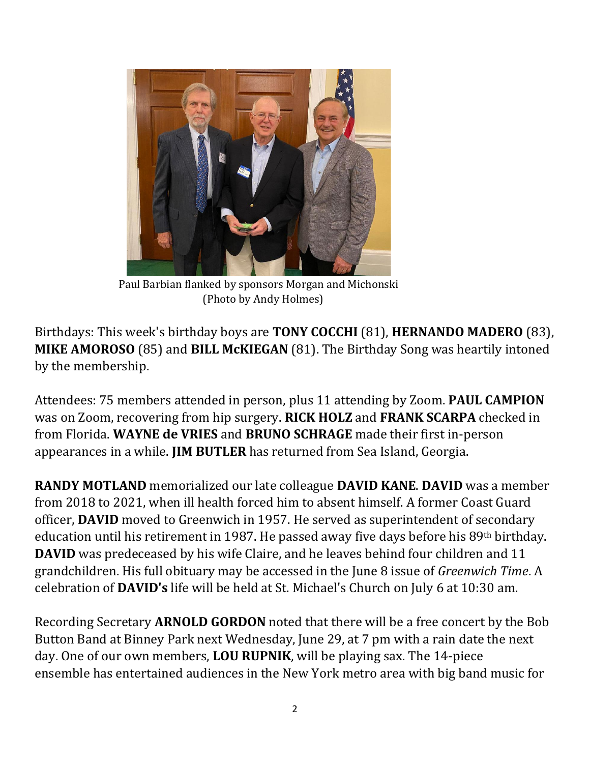Paul Barbian flanked by sponsors Morgan and Michonski
(Photo by Andy Holmes)

Birthdays: This week's birthday boys are **TONY COCCHI** (81), **HERNANDO MADERO** (83), **MIKE AMOROSO** (85) and **BILL McKIEGAN** (81). The Birthday Song was heartily intoned by the membership.

Attendees: 75 members attended in person, plus 11 attending by Zoom. **PAUL CAMPION** was on Zoom, recovering from hip surgery. **RICK HOLZ** and **FRANK SCARPA** checked in from Florida. **WAYNE de VRIES** and **BRUNO SCHRAGE** made their first in-person appearances in a while. **JIM BUTLER** has returned from Sea Island, Georgia.

**RANDY MOTLAND** memorialized our late colleague **DAVID KANE**. **DAVID** was a member from 2018 to 2021, when ill health forced him to absent himself. A former Coast Guard officer, **DAVID** moved to Greenwich in 1957. He served as superintendent of secondary education until his retirement in 1987. He passed away five days before his 89th birthday. **DAVID** was predeceased by his wife Claire, and he leaves behind four children and 11 grandchildren. His full obituary may be accessed in the June 8 issue of *Greenwich Time*. A celebration of **DAVID's** life will be held at St. Michael's Church on July 6 at 10:30 am.

Recording Secretary **ARNOLD GORDON** noted that there will be a free concert by the Bob Button Band at Binney Park next Wednesday, June 29, at 7 pm with a rain date the next day. One of our own members, **LOU RUPNIK**, will be playing sax. The 14-piece ensemble has entertained audiences in the New York metro area with big band music for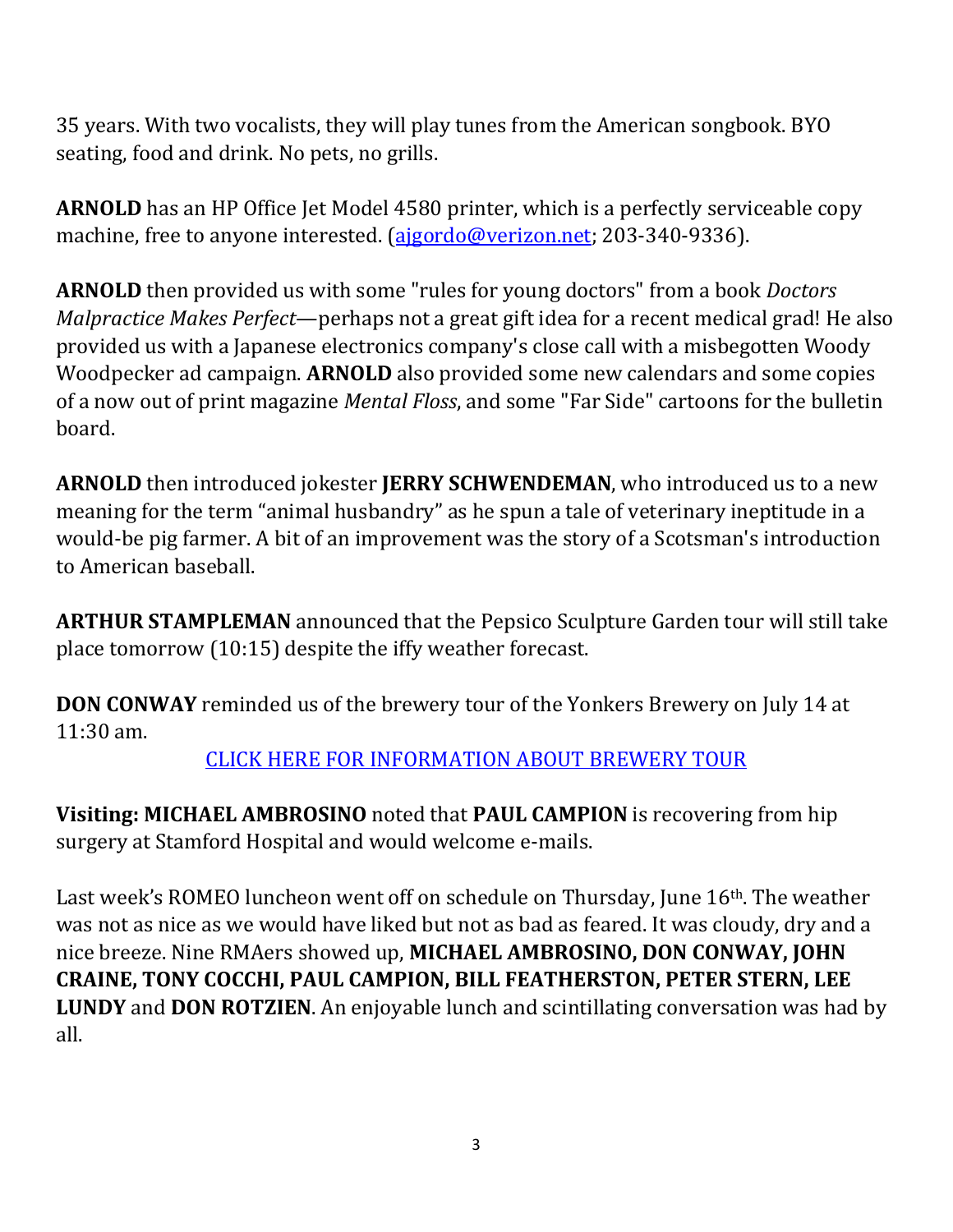35 years. With two vocalists, they will play tunes from the American songbook. BYO seating, food and drink. No pets, no grills.

**ARNOLD** has an HP Office Jet Model 4580 printer, which is a perfectly serviceable copy machine, free to anyone interested. ([ajgordo@verizon.net](mailto:ajgordo@verizon.net); 203-340-9336).

**ARNOLD** then provided us with some "rules for young doctors" from a book *Doctors Malpractice Makes Perfect*—perhaps not a great gift idea for a recent medical grad! He also provided us with a Japanese electronics company's close call with a misbegotten Woody Woodpecker ad campaign. **ARNOLD** also provided some new calendars and some copies of a now out of print magazine *Mental Floss*, and some "Far Side" cartoons for the bulletin board.

**ARNOLD** then introduced jokester **JERRY SCHWENDEMAN**, who introduced us to a new meaning for the term "animal husbandry" as he spun a tale of veterinary ineptitude in a would-be pig farmer. A bit of an improvement was the story of a Scotsman's introduction to American baseball.

**ARTHUR STAMPLEMAN** announced that the Pepsico Sculpture Garden tour will still take place tomorrow (10:15) despite the iffy weather forecast.

**DON CONWAY** reminded us of the brewery tour of the Yonkers Brewery on July 14 at 11:30 am.

CLICK HERE FOR INFORMATION ABOUT BREWERY TOUR

**Visiting: MICHAEL AMBROSINO** noted that **PAUL CAMPION** is recovering from hip surgery at Stamford Hospital and would welcome e-mails.

Last week's ROMEO luncheon went off on schedule on Thursday, June 16th. The weather was not as nice as we would have liked but not as bad as feared. It was cloudy, dry and a nice breeze. Nine RMAers showed up, **MICHAEL AMBROSINO, DON CONWAY, JOHN CRAINE, TONY COCCHI, PAUL CAMPION, BILL FEATHERSTON, PETER STERN, LEE LUNDY** and **DON ROTZIEN**. An enjoyable lunch and scintillating conversation was had by all.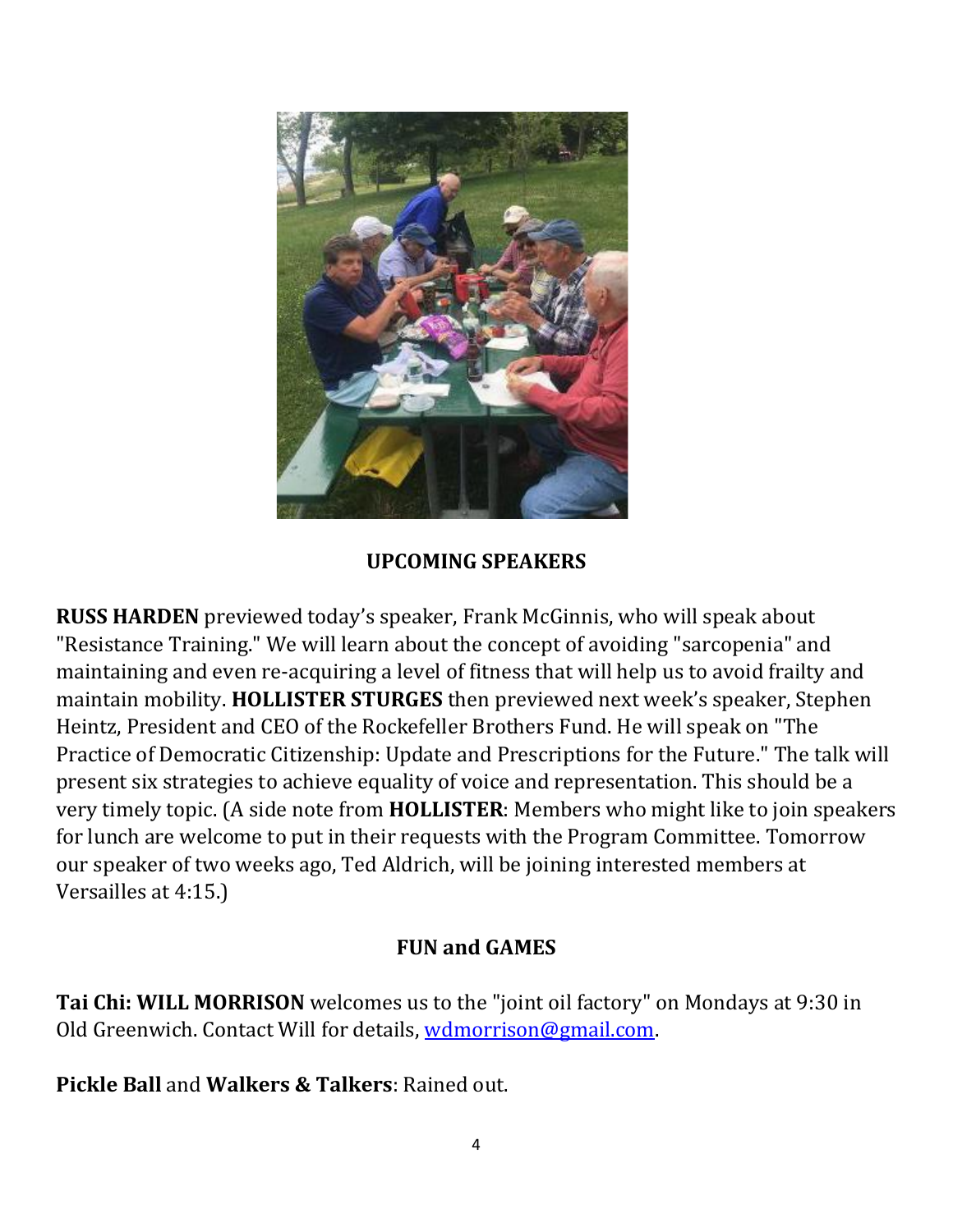## UPCOMING SPEAKERS

**RUSS HARDEN** previewed today's speaker, Frank McGinnis, who will speak about "Resistance Training." We will learn about the concept of avoiding "sarcopenia" and maintaining and even re-acquiring a level of fitness that will help us to avoid frailty and maintain mobility. **HOLLISTER STURGES** then previewed next week's speaker, Stephen Heintz, President and CEO of the Rockefeller Brothers Fund. He will speak on "The Practice of Democratic Citizenship: Update and Prescriptions for the Future." The talk will present six strategies to achieve equality of voice and representation. This should be a very timely topic. (A side note from **HOLLISTER**: Members who might like to join speakers for lunch are welcome to put in their requests with the Program Committee. Tomorrow our speaker of two weeks ago, Ted Aldrich, will be joining interested members at Versailles at 4:15.)

## FUN and GAMES

**Tai Chi: WILL MORRISON** welcomes us to the "joint oil factory" on Mondays at 9:30 in Old Greenwich. Contact Will for details, [wdmorrison@gmail.com](mailto:wdmorrison@gmail.com).

**Pickle Ball** and **Walkers & Talkers**: Rained out.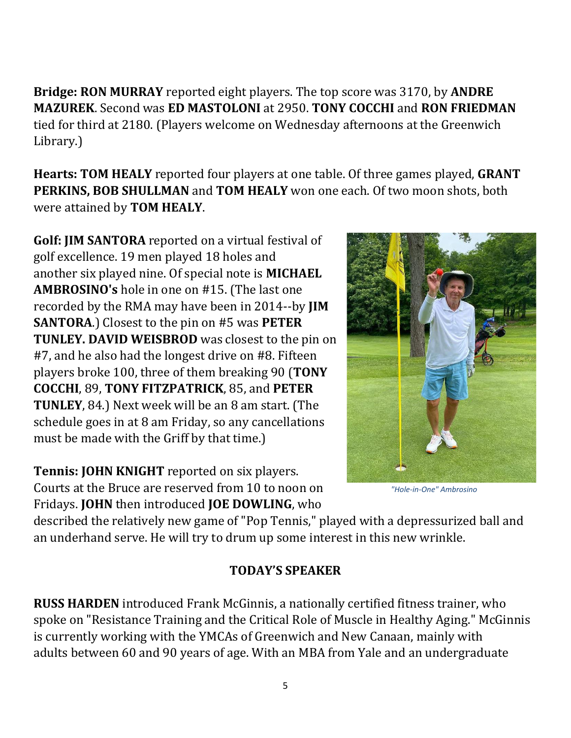**Bridge: RON MURRAY** reported eight players. The top score was 3170, by **ANDRE MAZUREK**. Second was **ED MASTOLONI** at 2950. **TONY COCCHI** and **RON FRIEDMAN** tied for third at 2180. (Players welcome on Wednesday afternoons at the Greenwich Library.)

**Hearts: TOM HEALY** reported four players at one table. Of three games played, **GRANT PERKINS, BOB SHULLMAN** and **TOM HEALY** won one each. Of two moon shots, both were attained by **TOM HEALY**.

**Golf: JIM SANTORA** reported on a virtual festival of golf excellence. 19 men played 18 holes and another six played nine. Of special note is **MICHAEL AMBROSINO's** hole in one on #15. (The last one recorded by the RMA may have been in 2014--by **JIM SANTORA**.) Closest to the pin on #5 was **PETER TUNLEY. DAVID WEISBROD** was closest to the pin on #7, and he also had the longest drive on #8. Fifteen players broke 100, three of them breaking 90 (**TONY COCCHI**, 89, **TONY FITZPATRICK**, 85, and **PETER TUNLEY**, 84.) Next week will be an 8 am start. (The schedule goes in at 8 am Friday, so any cancellations must be made with the Griff by that time.)

*"Hole-in-One" Ambrosino*

**Tennis: JOHN KNIGHT** reported on six players. Courts at the Bruce are reserved from 10 to noon on Fridays. **JOHN** then introduced **JOE DOWLING**, who described the relatively new game of "Pop Tennis," played with a depressurized ball and an underhand serve. He will try to drum up some interest in this new wrinkle.

## TODAY'S SPEAKER

**RUSS HARDEN** introduced Frank McGinnis, a nationally certified fitness trainer, who spoke on "Resistance Training and the Critical Role of Muscle in Healthy Aging." McGinnis is currently working with the YMCAs of Greenwich and New Canaan, mainly with adults between 60 and 90 years of age. With an MBA from Yale and an undergraduate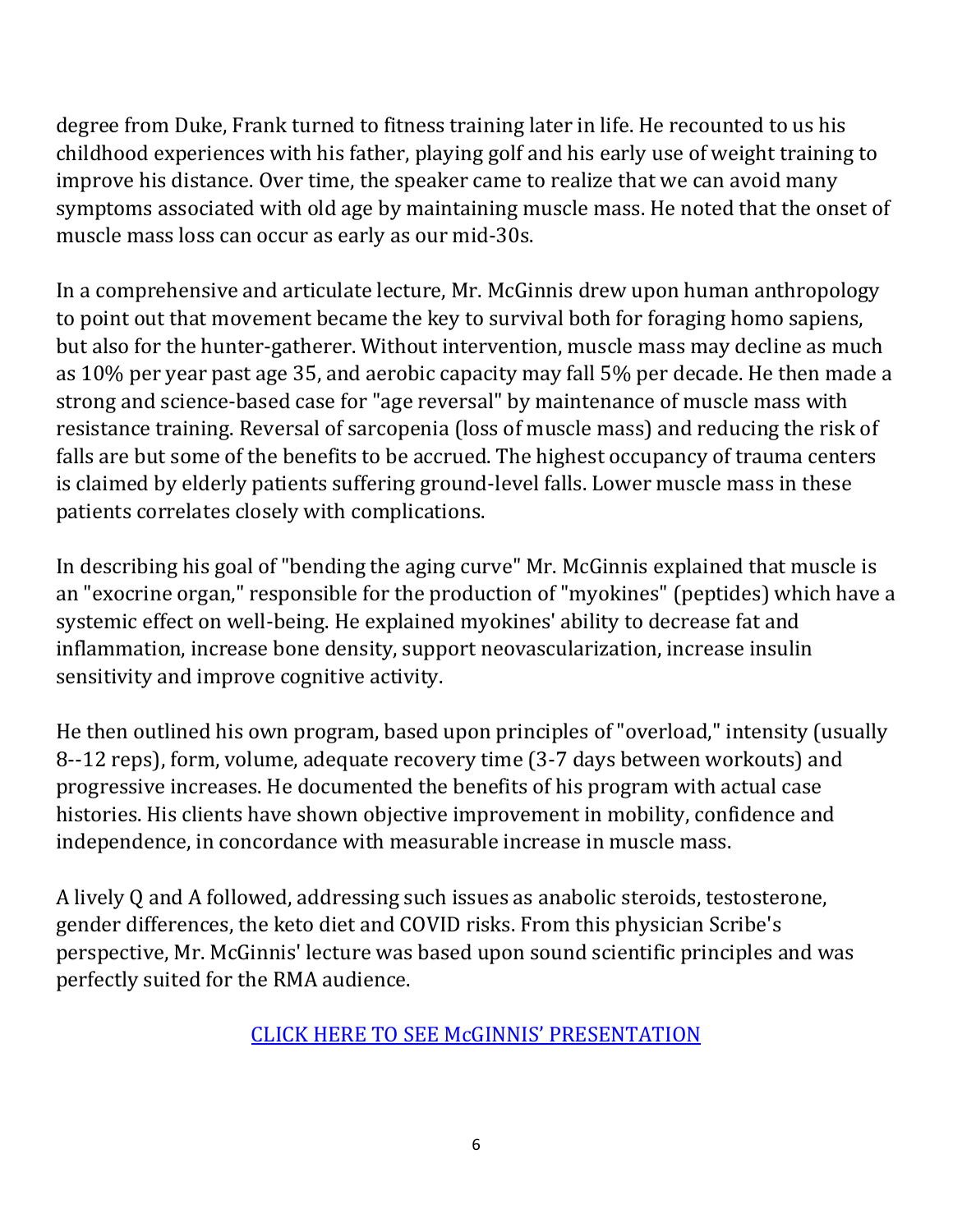degree from Duke, Frank turned to fitness training later in life. He recounted to us his childhood experiences with his father, playing golf and his early use of weight training to improve his distance. Over time, the speaker came to realize that we can avoid many symptoms associated with old age by maintaining muscle mass. He noted that the onset of muscle mass loss can occur as early as our mid-30s.

In a comprehensive and articulate lecture, Mr. McGinnis drew upon human anthropology to point out that movement became the key to survival both for foraging homo sapiens, but also for the hunter-gatherer. Without intervention, muscle mass may decline as much as 10% per year past age 35, and aerobic capacity may fall 5% per decade. He then made a strong and science-based case for "age reversal" by maintenance of muscle mass with resistance training. Reversal of sarcopenia (loss of muscle mass) and reducing the risk of falls are but some of the benefits to be accrued. The highest occupancy of trauma centers is claimed by elderly patients suffering ground-level falls. Lower muscle mass in these patients correlates closely with complications.

In describing his goal of "bending the aging curve" Mr. McGinnis explained that muscle is an "exocrine organ," responsible for the production of "myokines" (peptides) which have a systemic effect on well-being. He explained myokines' ability to decrease fat and inflammation, increase bone density, support neovascularization, increase insulin sensitivity and improve cognitive activity.

He then outlined his own program, based upon principles of "overload," intensity (usually 8--12 reps), form, volume, adequate recovery time (3-7 days between workouts) and progressive increases. He documented the benefits of his program with actual case histories. His clients have shown objective improvement in mobility, confidence and independence, in concordance with measurable increase in muscle mass.

A lively Q and A followed, addressing such issues as anabolic steroids, testosterone, gender differences, the keto diet and COVID risks. From this physician Scribe's perspective, Mr. McGinnis' lecture was based upon sound scientific principles and was perfectly suited for the RMA audience.

CLICK HERE TO SEE McGINNIS' PRESENTATION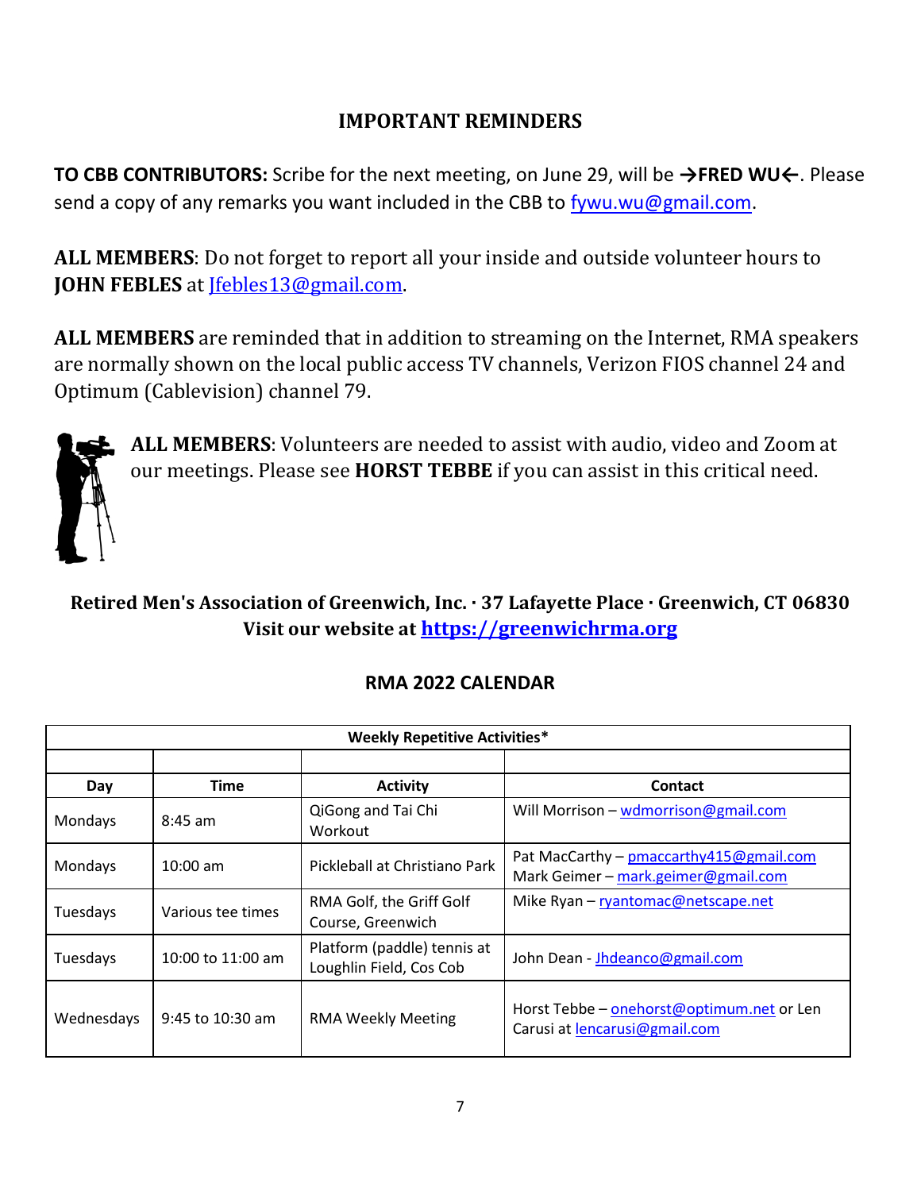## IMPORTANT REMINDERS

**TO CBB CONTRIBUTORS:** Scribe for the next meeting, on June 29, will be **→FRED WU←**. Please send a copy of any remarks you want included in the CBB to fywu.wu@gmail.com.

**ALL MEMBERS**: Do not forget to report all your inside and outside volunteer hours to **JOHN FEBLES** at Jfebles13@gmail.com.

**ALL MEMBERS** are reminded that in addition to streaming on the Internet, RMA speakers are normally shown on the local public access TV channels, Verizon FIOS channel 24 and Optimum (Cablevision) channel 79.

**ALL MEMBERS**: Volunteers are needed to assist with audio, video and Zoom at our meetings. Please see **HORST TEBBE** if you can assist in this critical need.

**Retired Men's Association of Greenwich, Inc. · 37 Lafayette Place · Greenwich, CT 06830**
**Visit our website at https://greenwichrma.org**

## RMA 2022 CALENDAR

| Weekly Repetitive Activities* | | | |
|---|---|---|---|
| | | | |
| **Day** | **Time** | **Activity** | **Contact** |
| Mondays | 8:45 am | QiGong and Tai Chi Workout | Will Morrison – wdmorrison@gmail.com |
| Mondays | 10:00 am | Pickleball at Christiano Park | Pat MacCarthy – pmaccarthy415@gmail.com<br>Mark Geimer – mark.geimer@gmail.com |
| Tuesdays | Various tee times | RMA Golf, the Griff Golf Course, Greenwich | Mike Ryan – ryantomac@netscape.net |
| Tuesdays | 10:00 to 11:00 am | Platform (paddle) tennis at Loughlin Field, Cos Cob | John Dean - Jhdeanco@gmail.com |
| Wednesdays | 9:45 to 10:30 am | RMA Weekly Meeting | Horst Tebbe – onehorst@optimum.net or Len Carusi at lencarusi@gmail.com |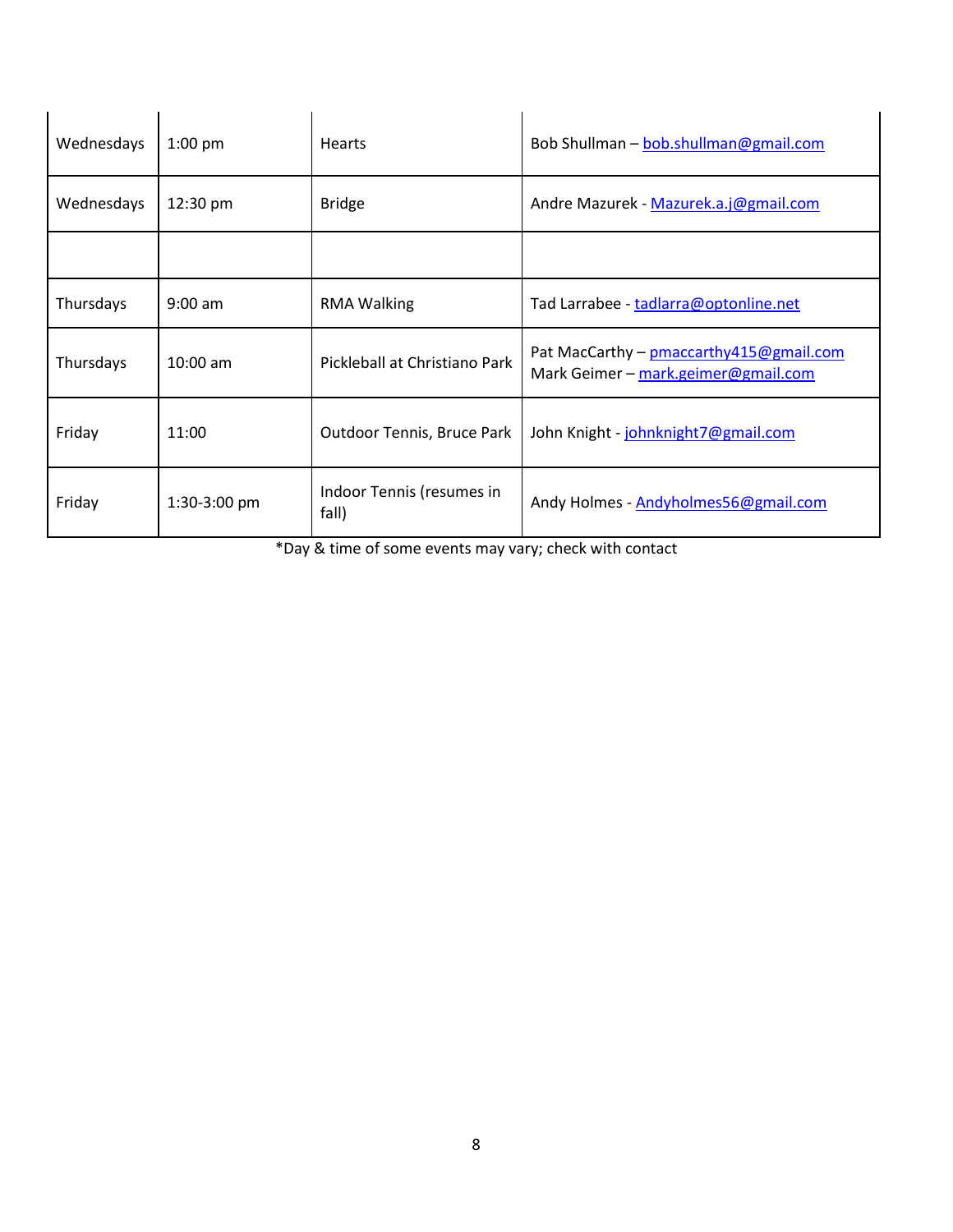| | | | |
|---|---|---|---|
| Wednesdays | 1:00 pm | Hearts | Bob Shullman – bob.shullman@gmail.com |
| Wednesdays | 12:30 pm | Bridge | Andre Mazurek - Mazurek.a.j@gmail.com |
| | | | |
| Thursdays | 9:00 am | RMA Walking | Tad Larrabee - tadlarra@optonline.net |
| Thursdays | 10:00 am | Pickleball at Christiano Park | Pat MacCarthy – pmaccarthy415@gmail.com<br>Mark Geimer – mark.geimer@gmail.com |
| Friday | 11:00 | Outdoor Tennis, Bruce Park | John Knight - johnknight7@gmail.com |
| Friday | 1:30-3:00 pm | Indoor Tennis (resumes in fall) | Andy Holmes - Andyholmes56@gmail.com |

*Day & time of some events may vary; check with contact